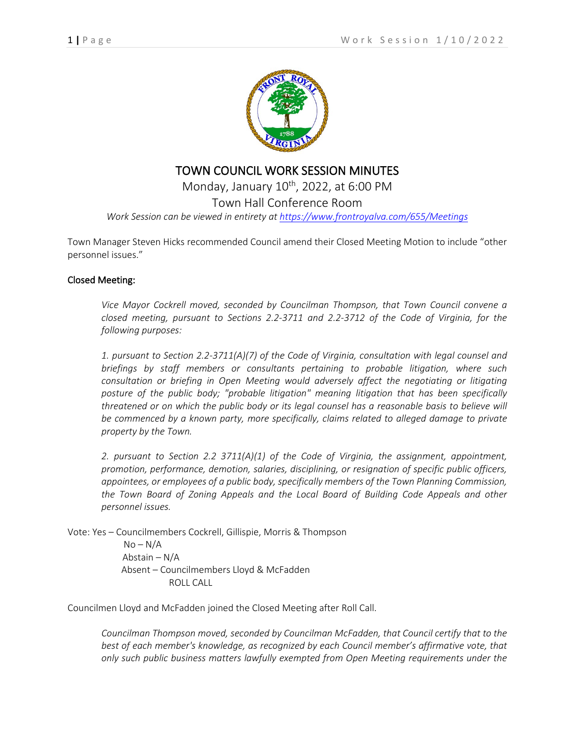# TOWN COUNCIL WORK SESSION MINUTES

Monday, January 10th, 2022, at 6:00 PM

Town Hall Conference Room

*Work Session can be viewed in entirety at https://www.frontroyalva.com/655/Meetings*

Town Manager Steven Hicks recommended Council amend their Closed Meeting Motion to include "other personnel issues."

## Closed Meeting:

*Vice Mayor Cockrell moved, seconded by Councilman Thompson, that Town Council convene a closed meeting, pursuant to Sections 2.2-3711 and 2.2-3712 of the Code of Virginia, for the following purposes:*

*1. pursuant to Section 2.2-3711(A)(7) of the Code of Virginia, consultation with legal counsel and briefings by staff members or consultants pertaining to probable litigation, where such consultation or briefing in Open Meeting would adversely affect the negotiating or litigating posture of the public body; "probable litigation" meaning litigation that has been specifically threatened or on which the public body or its legal counsel has a reasonable basis to believe will be commenced by a known party, more specifically, claims related to alleged damage to private property by the Town.*

*2. pursuant to Section 2.2 3711(A)(1) of the Code of Virginia, the assignment, appointment, promotion, performance, demotion, salaries, disciplining, or resignation of specific public officers, appointees, or employees of a public body, specifically members of the Town Planning Commission, the Town Board of Zoning Appeals and the Local Board of Building Code Appeals and other personnel issues.*

Vote: Yes – Councilmembers Cockrell, Gillispie, Morris & Thompson
No – N/A
Abstain – N/A
Absent – Councilmembers Lloyd & McFadden
ROLL CALL

Councilmen Lloyd and McFadden joined the Closed Meeting after Roll Call.

*Councilman Thompson moved, seconded by Councilman McFadden, that Council certify that to the best of each member's knowledge, as recognized by each Council member's affirmative vote, that only such public business matters lawfully exempted from Open Meeting requirements under the*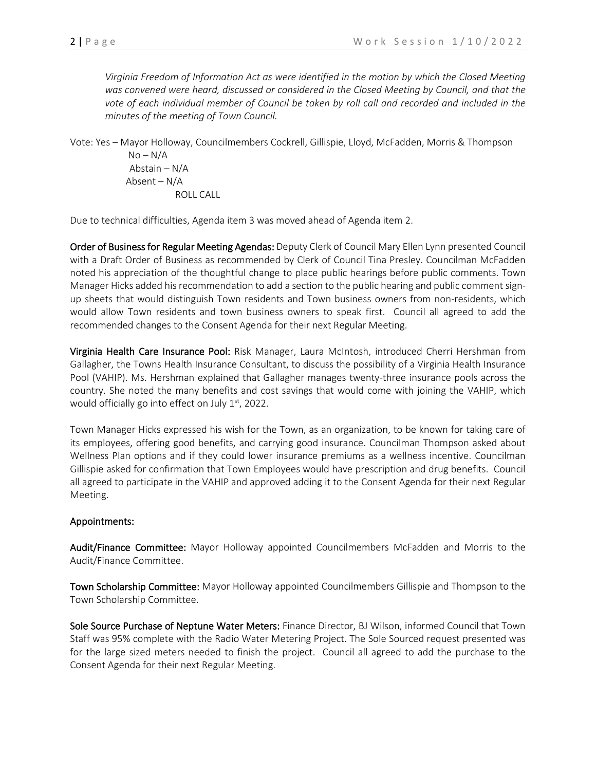*Virginia Freedom of Information Act as were identified in the motion by which the Closed Meeting was convened were heard, discussed or considered in the Closed Meeting by Council, and that the vote of each individual member of Council be taken by roll call and recorded and included in the minutes of the meeting of Town Council.*

Vote: Yes – Mayor Holloway, Councilmembers Cockrell, Gillispie, Lloyd, McFadden, Morris & Thompson
No – N/A
Abstain – N/A
Absent – N/A
ROLL CALL

Due to technical difficulties, Agenda item 3 was moved ahead of Agenda item 2.

**Order of Business for Regular Meeting Agendas:** Deputy Clerk of Council Mary Ellen Lynn presented Council with a Draft Order of Business as recommended by Clerk of Council Tina Presley. Councilman McFadden noted his appreciation of the thoughtful change to place public hearings before public comments. Town Manager Hicks added his recommendation to add a section to the public hearing and public comment sign-up sheets that would distinguish Town residents and Town business owners from non-residents, which would allow Town residents and town business owners to speak first. Council all agreed to add the recommended changes to the Consent Agenda for their next Regular Meeting.

**Virginia Health Care Insurance Pool:** Risk Manager, Laura McIntosh, introduced Cherri Hershman from Gallagher, the Towns Health Insurance Consultant, to discuss the possibility of a Virginia Health Insurance Pool (VAHIP). Ms. Hershman explained that Gallagher manages twenty-three insurance pools across the country. She noted the many benefits and cost savings that would come with joining the VAHIP, which would officially go into effect on July 1st, 2022.

Town Manager Hicks expressed his wish for the Town, as an organization, to be known for taking care of its employees, offering good benefits, and carrying good insurance. Councilman Thompson asked about Wellness Plan options and if they could lower insurance premiums as a wellness incentive. Councilman Gillispie asked for confirmation that Town Employees would have prescription and drug benefits. Council all agreed to participate in the VAHIP and approved adding it to the Consent Agenda for their next Regular Meeting.

**Appointments:**

**Audit/Finance Committee:** Mayor Holloway appointed Councilmembers McFadden and Morris to the Audit/Finance Committee.

**Town Scholarship Committee:** Mayor Holloway appointed Councilmembers Gillispie and Thompson to the Town Scholarship Committee.

**Sole Source Purchase of Neptune Water Meters:** Finance Director, BJ Wilson, informed Council that Town Staff was 95% complete with the Radio Water Metering Project. The Sole Sourced request presented was for the large sized meters needed to finish the project. Council all agreed to add the purchase to the Consent Agenda for their next Regular Meeting.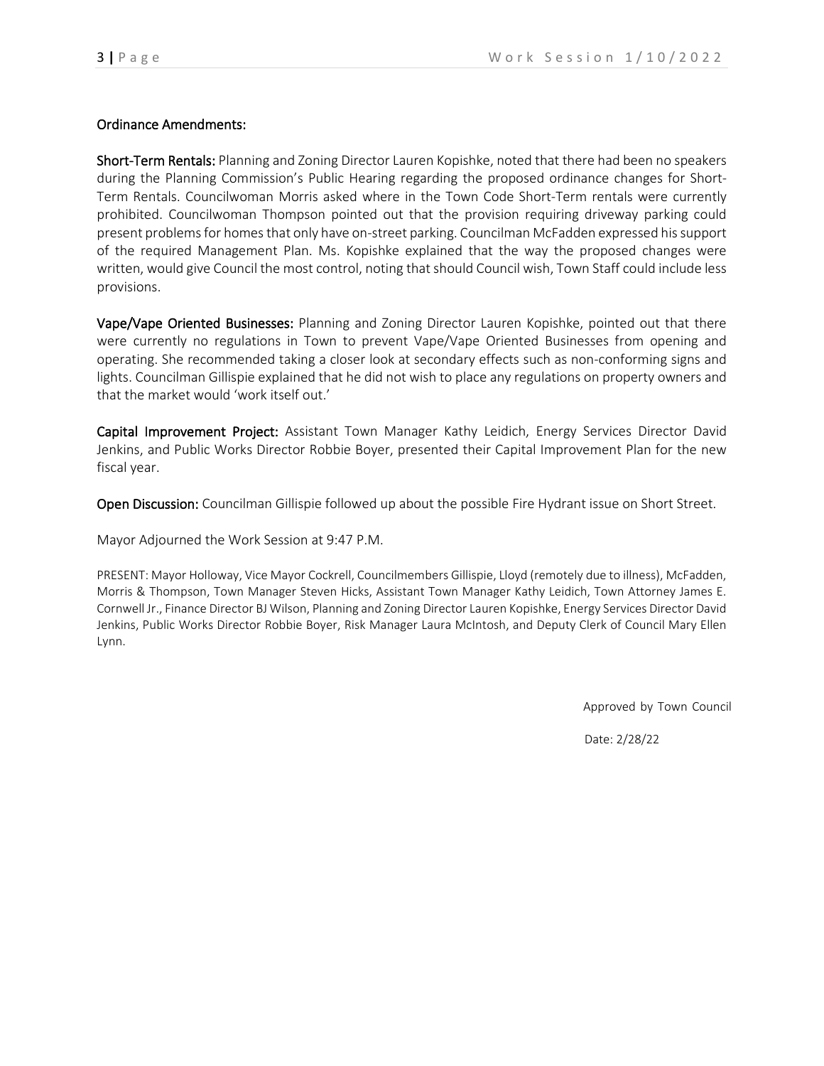## Ordinance Amendments:

**Short-Term Rentals:** Planning and Zoning Director Lauren Kopishke, noted that there had been no speakers during the Planning Commission's Public Hearing regarding the proposed ordinance changes for Short-Term Rentals. Councilwoman Morris asked where in the Town Code Short-Term rentals were currently prohibited. Councilwoman Thompson pointed out that the provision requiring driveway parking could present problems for homes that only have on-street parking. Councilman McFadden expressed his support of the required Management Plan. Ms. Kopishke explained that the way the proposed changes were written, would give Council the most control, noting that should Council wish, Town Staff could include less provisions.

**Vape/Vape Oriented Businesses:** Planning and Zoning Director Lauren Kopishke, pointed out that there were currently no regulations in Town to prevent Vape/Vape Oriented Businesses from opening and operating. She recommended taking a closer look at secondary effects such as non-conforming signs and lights. Councilman Gillispie explained that he did not wish to place any regulations on property owners and that the market would 'work itself out.'

**Capital Improvement Project:** Assistant Town Manager Kathy Leidich, Energy Services Director David Jenkins, and Public Works Director Robbie Boyer, presented their Capital Improvement Plan for the new fiscal year.

**Open Discussion:** Councilman Gillispie followed up about the possible Fire Hydrant issue on Short Street.

Mayor Adjourned the Work Session at 9:47 P.M.

PRESENT: Mayor Holloway, Vice Mayor Cockrell, Councilmembers Gillispie, Lloyd (remotely due to illness), McFadden, Morris & Thompson, Town Manager Steven Hicks, Assistant Town Manager Kathy Leidich, Town Attorney James E. Cornwell Jr., Finance Director BJ Wilson, Planning and Zoning Director Lauren Kopishke, Energy Services Director David Jenkins, Public Works Director Robbie Boyer, Risk Manager Laura McIntosh, and Deputy Clerk of Council Mary Ellen Lynn.

Approved by Town Council

Date: 2/28/22